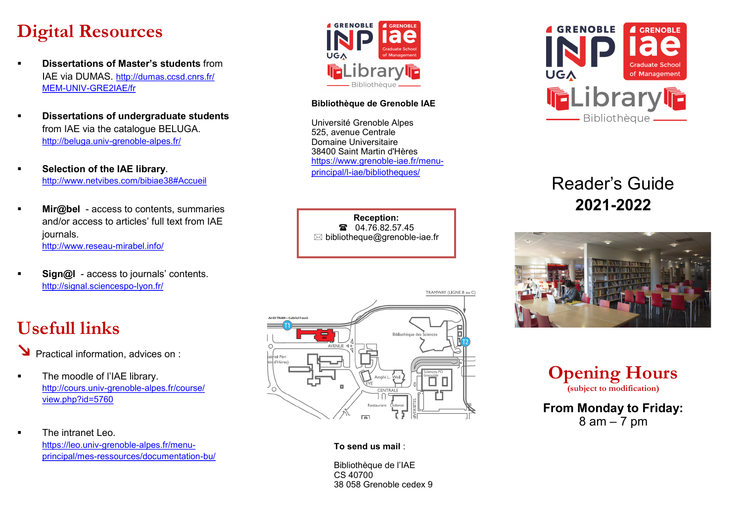# Digital Resources

- **Dissertations of Master's students** from IAE via DUMAS. http://dumas.ccsd.cnrs.fr/MEM-UNIV-GRE2IAE/fr

- **Dissertations of undergraduate students** from IAE via the catalogue BELUGA. http://beluga.univ-grenoble-alpes.fr/

- **Selection of the IAE library**. http://www.netvibes.com/bibiae38#Accueil

- **Mir@bel** - access to contents, summaries and/or access to articles' full text from IAE journals. http://www.reseau-mirabel.info/

- **Sign@l** - access to journals' contents. http://signal.sciencespo-lyon.fr/

# Usefull links

↘ Practical information, advices on :

- The moodle of l'IAE library. http://cours.univ-grenoble-alpes.fr/course/view.php?id=5760

- The intranet Leo. https://leo.univ-grenoble-alpes.fr/menu-principal/mes-ressources/documentation-bu/

GRENOBLE INP UGA — GRENOBLE iae Graduate School of Management — Library Bibliothèque

**Bibliothèque de Grenoble IAE**

Université Grenoble Alpes
525, avenue Centrale
Domaine Universitaire
38400 Saint Martin d'Hères
https://www.grenoble-iae.fr/menu-principal/l-iae/bibliotheques/

**Reception:**
☎ 04.76.82.57.45
✉ bibliotheque@grenoble-iae.fr

TRAMWAY (LIGNE B ou C) — Arrêt TRAM – Gabriel Fauré — T1 — T2 — IAE — AVENUE CENTRALE — Bibliothèque des Sciences — Amphi L. Weil — Sciences PO Grenoble — Restaurant Diderot — Gabriel Péri (St Martin d'Hères) — UNIVERSITES

**To send us mail** :

Bibliothèque de l'IAE
CS 40700
38 058 Grenoble cedex 9

GRENOBLE INP UGA — GRENOBLE iae Graduate School of Management — Library Bibliothèque

# Reader's Guide
# 2021-2022

# Opening Hours
(subject to modification)

**From Monday to Friday:**
8 am – 7 pm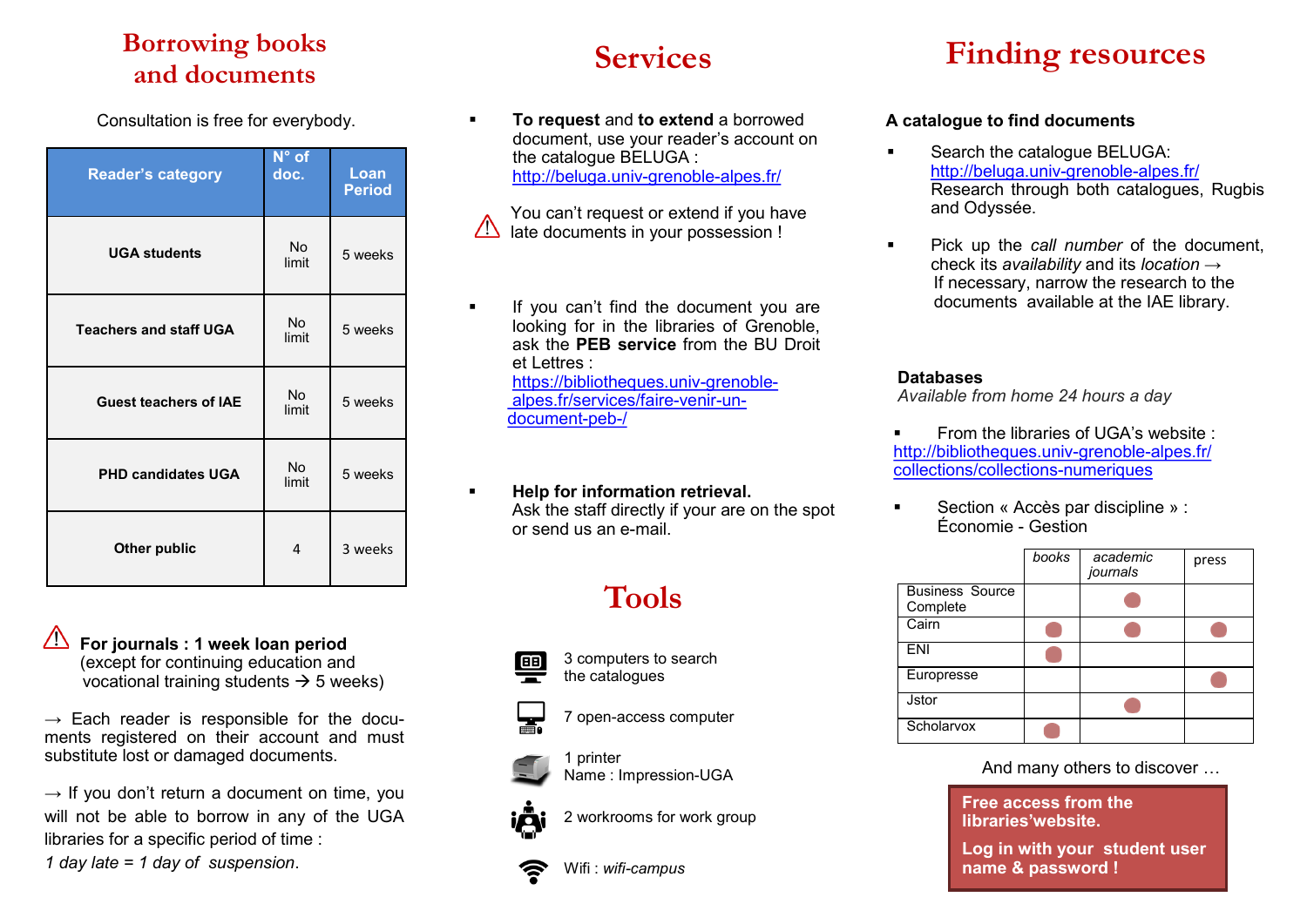# Borrowing books and documents

Consultation is free for everybody.

| Reader's category | N° of doc. | Loan Period |
|---|---|---|
| UGA students | No limit | 5 weeks |
| Teachers and staff UGA | No limit | 5 weeks |
| Guest teachers of IAE | No limit | 5 weeks |
| PHD candidates UGA | No limit | 5 weeks |
| Other public | 4 | 3 weeks |

⚠ **For journals : 1 week loan period** (except for continuing education and vocational training students → 5 weeks)

→ Each reader is responsible for the documents registered on their account and must substitute lost or damaged documents.

→ If you don't return a document on time, you will not be able to borrow in any of the UGA libraries for a specific period of time :
*1 day late = 1 day of suspension*.

# Services

- **To request** and **to extend** a borrowed document, use your reader's account on the catalogue BELUGA : http://beluga.univ-grenoble-alpes.fr/

⚠ You can't request or extend if you have late documents in your possession !

- If you can't find the document you are looking for in the libraries of Grenoble, ask the **PEB service** from the BU Droit et Lettres : https://bibliotheques.univ-grenoble-alpes.fr/services/faire-venir-un-document-peb-/

- **Help for information retrieval.**
  Ask the staff directly if your are on the spot or send us an e-mail.

# Tools

- 3 computers to search the catalogues
- 7 open-access computer
- 1 printer
  Name : Impression-UGA
- 2 workrooms for work group
- Wifi : *wifi-campus*

# Finding resources

**A catalogue to find documents**

- Search the catalogue BELUGA: http://beluga.univ-grenoble-alpes.fr/
  Research through both catalogues, Rugbis and Odyssée.

- Pick up the *call number* of the document, check its *availability* and its *location* →
  If necessary, narrow the research to the documents available at the IAE library.

**Databases**
*Available from home 24 hours a day*

- From the libraries of UGA's website : http://bibliotheques.univ-grenoble-alpes.fr/collections/collections-numeriques

- Section « Accès par discipline » : Économie - Gestion

| | *books* | *academic journals* | press |
|---|---|---|---|
| Business Source Complete | | ● | |
| Cairn | ● | ● | ● |
| ENI | ● | | |
| Europresse | | | ● |
| Jstor | | ● | |
| Scholarvox | ● | | |

And many others to discover …

**Free access from the libraries'website.**

**Log in with your student user name & password !**